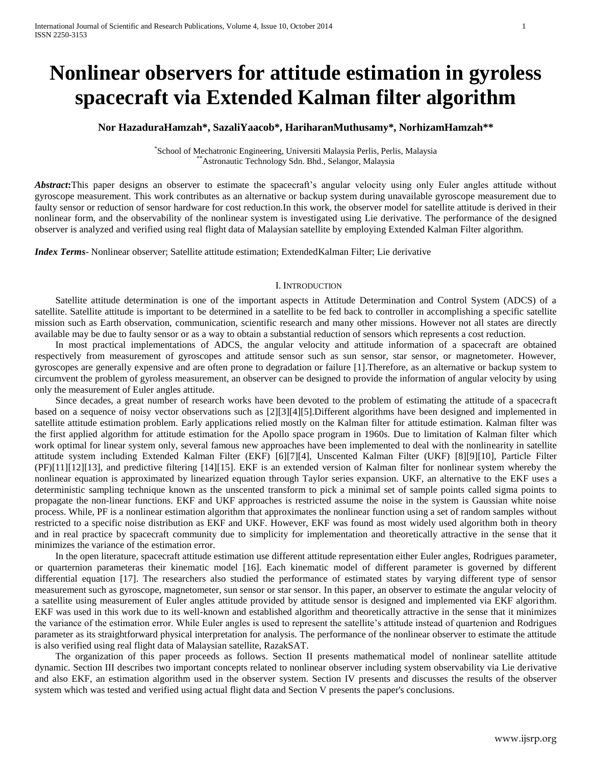# Nonlinear observers for attitude estimation in gyroless spacecraft via Extended Kalman filter algorithm

**Nor HazaduraHamzah*, SazaliYaacob*, HariharanMuthusamy*, NorhizamHamzah****

*School of Mechatronic Engineering, Universiti Malaysia Perlis, Perlis, Malaysia
**Astronautic Technology Sdn. Bhd., Selangor, Malaysia

***Abstract*:**This paper designs an observer to estimate the spacecraft's angular velocity using only Euler angles attitude without gyroscope measurement. This work contributes as an alternative or backup system during unavailable gyroscope measurement due to faulty sensor or reduction of sensor hardware for cost reduction.In this work, the observer model for satellite attitude is derived in their nonlinear form, and the observability of the nonlinear system is investigated using Lie derivative. The performance of the designed observer is analyzed and verified using real flight data of Malaysian satellite by employing Extended Kalman Filter algorithm.

***Index Terms***- Nonlinear observer; Satellite attitude estimation; ExtendedKalman Filter; Lie derivative

## I. Introduction

Satellite attitude determination is one of the important aspects in Attitude Determination and Control System (ADCS) of a satellite. Satellite attitude is important to be determined in a satellite to be fed back to controller in accomplishing a specific satellite mission such as Earth observation, communication, scientific research and many other missions. However not all states are directly available may be due to faulty sensor or as a way to obtain a substantial reduction of sensors which represents a cost reduction.

In most practical implementations of ADCS, the angular velocity and attitude information of a spacecraft are obtained respectively from measurement of gyroscopes and attitude sensor such as sun sensor, star sensor, or magnetometer. However, gyroscopes are generally expensive and are often prone to degradation or failure [1].Therefore, as an alternative or backup system to circumvent the problem of gyroless measurement, an observer can be designed to provide the information of angular velocity by using only the measurement of Euler angles attitude.

Since decades, a great number of research works have been devoted to the problem of estimating the attitude of a spacecraft based on a sequence of noisy vector observations such as [2][3][4][5].Different algorithms have been designed and implemented in satellite attitude estimation problem. Early applications relied mostly on the Kalman filter for attitude estimation. Kalman filter was the first applied algorithm for attitude estimation for the Apollo space program in 1960s. Due to limitation of Kalman filter which work optimal for linear system only, several famous new approaches have been implemented to deal with the nonlinearity in satellite attitude system including Extended Kalman Filter (EKF) [6][7][4], Unscented Kalman Filter (UKF) [8][9][10], Particle Filter (PF)[11][12][13], and predictive filtering [14][15]. EKF is an extended version of Kalman filter for nonlinear system whereby the nonlinear equation is approximated by linearized equation through Taylor series expansion. UKF, an alternative to the EKF uses a deterministic sampling technique known as the unscented transform to pick a minimal set of sample points called sigma points to propagate the non-linear functions. EKF and UKF approaches is restricted assume the noise in the system is Gaussian white noise process. While, PF is a nonlinear estimation algorithm that approximates the nonlinear function using a set of random samples without restricted to a specific noise distribution as EKF and UKF. However, EKF was found as most widely used algorithm both in theory and in real practice by spacecraft community due to simplicity for implementation and theoretically attractive in the sense that it minimizes the variance of the estimation error.

In the open literature, spacecraft attitude estimation use different attitude representation either Euler angles, Rodrigues parameter, or quarternion parameteras their kinematic model [16]. Each kinematic model of different parameter is governed by different differential equation [17]. The researchers also studied the performance of estimated states by varying different type of sensor measurement such as gyroscope, magnetometer, sun sensor or star sensor. In this paper, an observer to estimate the angular velocity of a satellite using measurement of Euler angles attitude provided by attitude sensor is designed and implemented via EKF algorithm. EKF was used in this work due to its well-known and established algorithm and theoretically attractive in the sense that it minimizes the variance of the estimation error. While Euler angles is used to represent the satellite's attitude instead of quartenion and Rodrigues parameter as its straightforward physical interpretation for analysis. The performance of the nonlinear observer to estimate the attitude is also verified using real flight data of Malaysian satellite, RazakSAT.

The organization of this paper proceeds as follows. Section II presents mathematical model of nonlinear satellite attitude dynamic. Section III describes two important concepts related to nonlinear observer including system observability via Lie derivative and also EKF, an estimation algorithm used in the observer system. Section IV presents and discusses the results of the observer system which was tested and verified using actual flight data and Section V presents the paper's conclusions.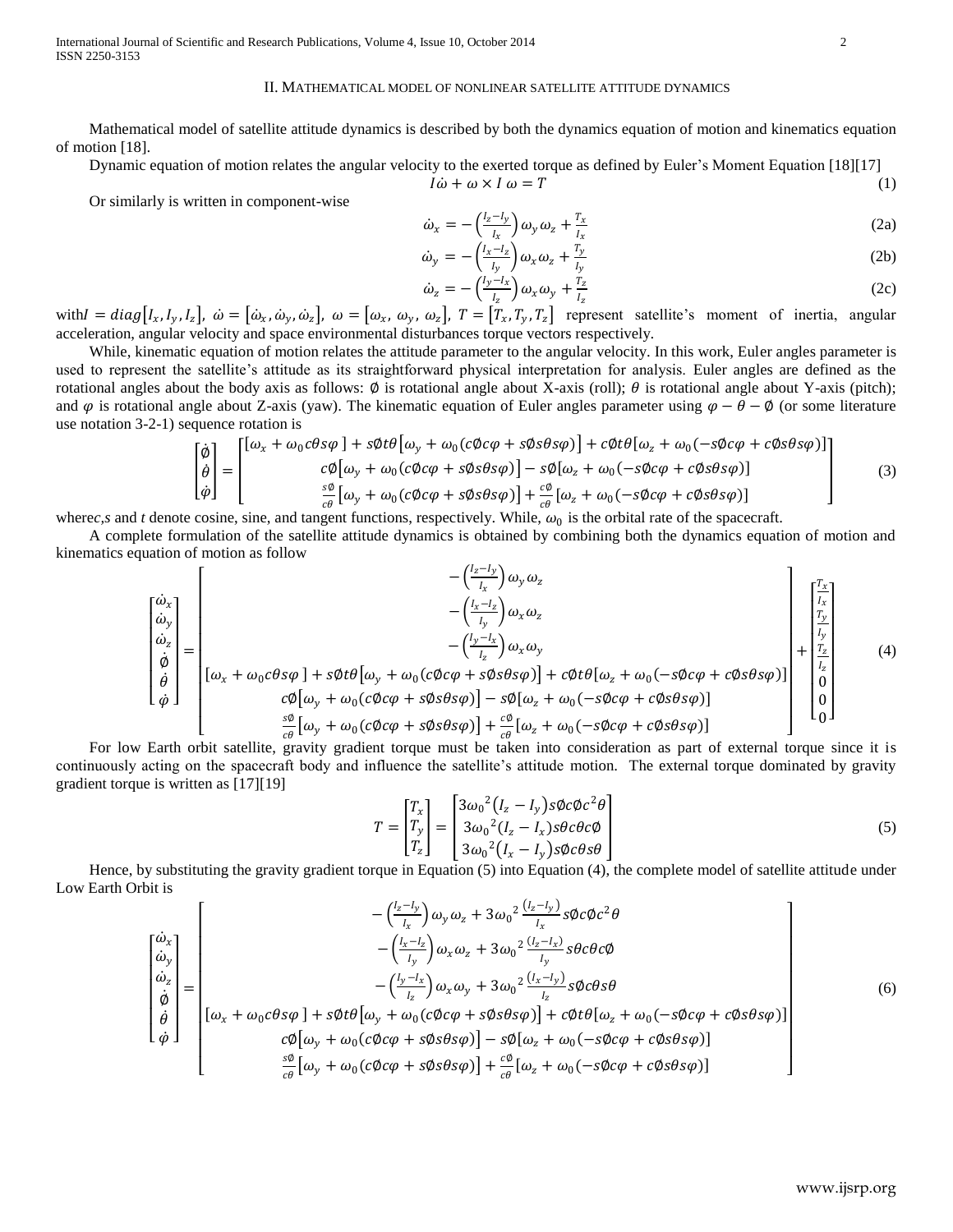## II. MATHEMATICAL MODEL OF NONLINEAR SATELLITE ATTITUDE DYNAMICS

Mathematical model of satellite attitude dynamics is described by both the dynamics equation of motion and kinematics equation of motion [18].

Dynamic equation of motion relates the angular velocity to the exerted torque as defined by Euler's Moment Equation [18][17]

$$I\dot{\omega} + \omega \times I\,\omega = T \tag{1}$$

Or similarly is written in component-wise

$$\dot{\omega}_x = -\left(\frac{I_z - I_y}{I_x}\right)\omega_y\omega_z + \frac{T_x}{I_x} \tag{2a}$$

$$\dot{\omega}_y = -\left(\frac{I_x - I_z}{I_y}\right)\omega_x\omega_z + \frac{T_y}{I_y} \tag{2b}$$

$$\dot{\omega}_z = -\left(\frac{I_y - I_x}{I_z}\right)\omega_x\omega_y + \frac{T_z}{I_z} \tag{2c}$$

with $I = diag[I_x, I_y, I_z]$, $\dot{\omega} = [\dot{\omega}_x, \dot{\omega}_y, \dot{\omega}_z]$, $\omega = [\omega_x, \omega_y, \omega_z]$, $T = [T_x, T_y, T_z]$ represent satellite's moment of inertia, angular acceleration, angular velocity and space environmental disturbances torque vectors respectively.

While, kinematic equation of motion relates the attitude parameter to the angular velocity. In this work, Euler angles parameter is used to represent the satellite's attitude as its straightforward physical interpretation for analysis. Euler angles are defined as the rotational angles about the body axis as follows: $\emptyset$ is rotational angle about X-axis (roll); $\theta$ is rotational angle about Y-axis (pitch); and $\varphi$ is rotational angle about Z-axis (yaw). The kinematic equation of Euler angles parameter using $\varphi - \theta - \emptyset$ (or some literature use notation 3-2-1) sequence rotation is

$$\begin{bmatrix} \dot{\emptyset} \\ \dot{\theta} \\ \dot{\varphi} \end{bmatrix} = \begin{bmatrix} [\omega_x + \omega_0 c\theta s\varphi] + s\emptyset t\theta[\omega_y + \omega_0(c\emptyset c\varphi + s\emptyset s\theta s\varphi)] + c\emptyset t\theta[\omega_z + \omega_0(-s\emptyset c\varphi + c\emptyset s\theta s\varphi)] \\ c\emptyset[\omega_y + \omega_0(c\emptyset c\varphi + s\emptyset s\theta s\varphi)] - s\emptyset[\omega_z + \omega_0(-s\emptyset c\varphi + c\emptyset s\theta s\varphi)] \\ \frac{s\emptyset}{c\theta}[\omega_y + \omega_0(c\emptyset c\varphi + s\emptyset s\theta s\varphi)] + \frac{c\emptyset}{c\theta}[\omega_z + \omega_0(-s\emptyset c\varphi + c\emptyset s\theta s\varphi)] \end{bmatrix} \tag{3}$$

where $c$, $s$ and $t$ denote cosine, sine, and tangent functions, respectively. While, $\omega_0$ is the orbital rate of the spacecraft.

A complete formulation of the satellite attitude dynamics is obtained by combining both the dynamics equation of motion and kinematics equation of motion as follow

$$\begin{bmatrix} \dot{\omega}_x \\ \dot{\omega}_y \\ \dot{\omega}_z \\ \dot{\emptyset} \\ \dot{\theta} \\ \dot{\varphi} \end{bmatrix} = \begin{bmatrix} -\left(\frac{I_z - I_y}{I_x}\right)\omega_y\omega_z \\ -\left(\frac{I_x - I_z}{I_y}\right)\omega_x\omega_z \\ -\left(\frac{I_y - I_x}{I_z}\right)\omega_x\omega_y \\ [\omega_x + \omega_0 c\theta s\varphi] + s\emptyset t\theta[\omega_y + \omega_0(c\emptyset c\varphi + s\emptyset s\theta s\varphi)] + c\emptyset t\theta[\omega_z + \omega_0(-s\emptyset c\varphi + c\emptyset s\theta s\varphi)] \\ c\emptyset[\omega_y + \omega_0(c\emptyset c\varphi + s\emptyset s\theta s\varphi)] - s\emptyset[\omega_z + \omega_0(-s\emptyset c\varphi + c\emptyset s\theta s\varphi)] \\ \frac{s\emptyset}{c\theta}[\omega_y + \omega_0(c\emptyset c\varphi + s\emptyset s\theta s\varphi)] + \frac{c\emptyset}{c\theta}[\omega_z + \omega_0(-s\emptyset c\varphi + c\emptyset s\theta s\varphi)] \end{bmatrix} + \begin{bmatrix} \frac{T_x}{I_x} \\ \frac{T_y}{I_y} \\ \frac{T_z}{I_z} \\ 0 \\ 0 \\ 0 \end{bmatrix} \tag{4}$$

For low Earth orbit satellite, gravity gradient torque must be taken into consideration as part of external torque since it is continuously acting on the spacecraft body and influence the satellite's attitude motion. The external torque dominated by gravity gradient torque is written as [17][19]

$$T = \begin{bmatrix} T_x \\ T_y \\ T_z \end{bmatrix} = \begin{bmatrix} 3\omega_0^{\,2}(I_z - I_y)s\emptyset c\emptyset c^2\theta \\ 3\omega_0^{\,2}(I_z - I_x)s\theta c\theta c\emptyset \\ 3\omega_0^{\,2}(I_x - I_y)s\emptyset c\theta s\theta \end{bmatrix} \tag{5}$$

Hence, by substituting the gravity gradient torque in Equation (5) into Equation (4), the complete model of satellite attitude under Low Earth Orbit is

$$\begin{bmatrix} \dot{\omega}_x \\ \dot{\omega}_y \\ \dot{\omega}_z \\ \dot{\emptyset} \\ \dot{\theta} \\ \dot{\varphi} \end{bmatrix} = \begin{bmatrix} -\left(\frac{I_z - I_y}{I_x}\right)\omega_y\omega_z + 3\omega_0^{\,2}\frac{(I_z - I_y)}{I_x}s\emptyset c\emptyset c^2\theta \\ -\left(\frac{I_x - I_z}{I_y}\right)\omega_x\omega_z + 3\omega_0^{\,2}\frac{(I_z - I_x)}{I_y}s\theta c\theta c\emptyset \\ -\left(\frac{I_y - I_x}{I_z}\right)\omega_x\omega_y + 3\omega_0^{\,2}\frac{(I_x - I_y)}{I_z}s\emptyset c\theta s\theta \\ [\omega_x + \omega_0 c\theta s\varphi] + s\emptyset t\theta[\omega_y + \omega_0(c\emptyset c\varphi + s\emptyset s\theta s\varphi)] + c\emptyset t\theta[\omega_z + \omega_0(-s\emptyset c\varphi + c\emptyset s\theta s\varphi)] \\ c\emptyset[\omega_y + \omega_0(c\emptyset c\varphi + s\emptyset s\theta s\varphi)] - s\emptyset[\omega_z + \omega_0(-s\emptyset c\varphi + c\emptyset s\theta s\varphi)] \\ \frac{s\emptyset}{c\theta}[\omega_y + \omega_0(c\emptyset c\varphi + s\emptyset s\theta s\varphi)] + \frac{c\emptyset}{c\theta}[\omega_z + \omega_0(-s\emptyset c\varphi + c\emptyset s\theta s\varphi)] \end{bmatrix} \tag{6}$$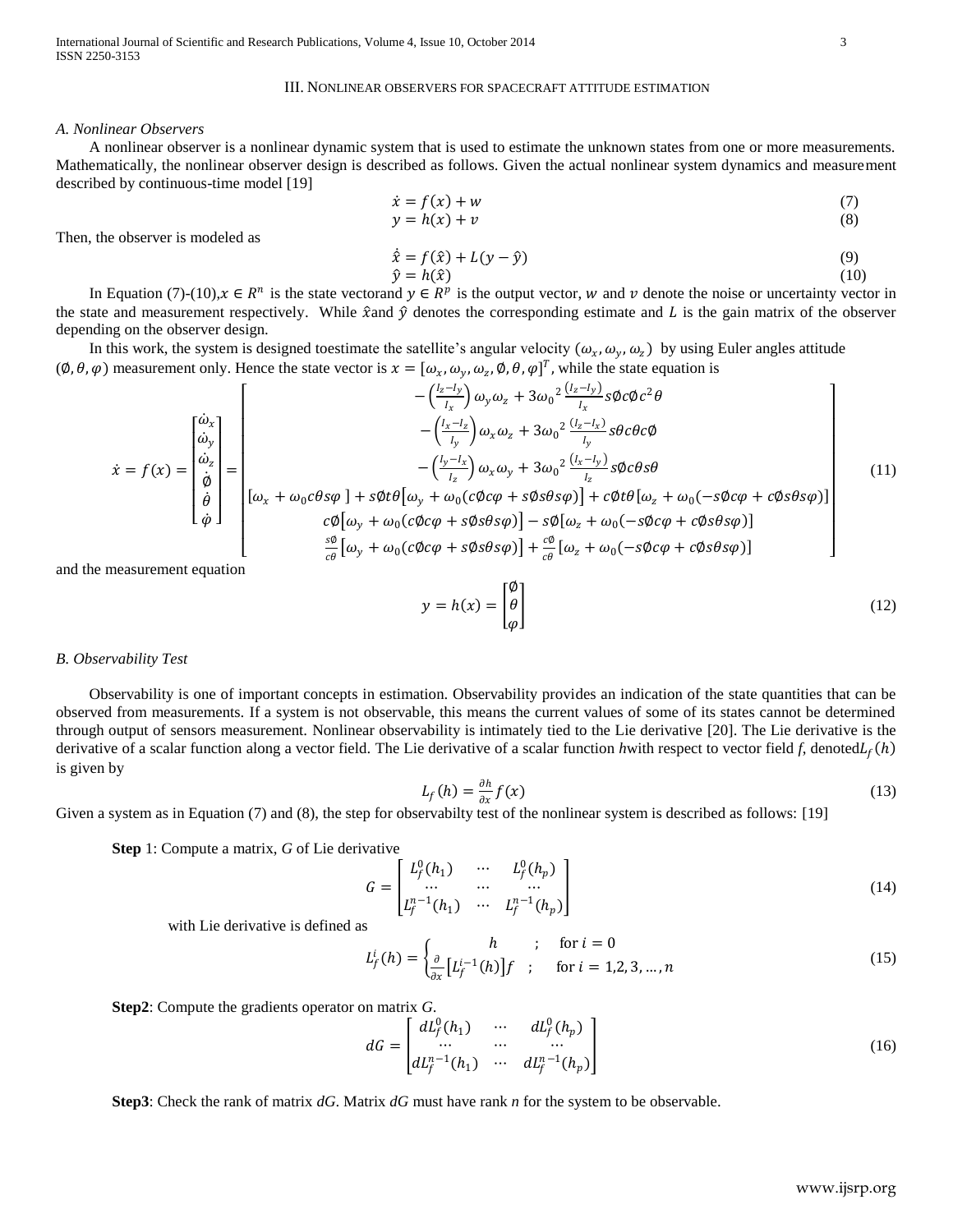### III. NONLINEAR OBSERVERS FOR SPACECRAFT ATTITUDE ESTIMATION

#### *A. Nonlinear Observers*

A nonlinear observer is a nonlinear dynamic system that is used to estimate the unknown states from one or more measurements. Mathematically, the nonlinear observer design is described as follows. Given the actual nonlinear system dynamics and measurement described by continuous-time model [19]

$$\dot{x} = f(x) + w \tag{7}$$

$$y = h(x) + v \tag{8}$$

Then, the observer is modeled as

$$\dot{\hat{x}} = f(\hat{x}) + L(y - \hat{y}) \tag{9}$$

$$\hat{y} = h(\hat{x}) \tag{10}$$

In Equation (7)-(10), $x \in R^n$ is the state vectorand $y \in R^p$ is the output vector, $w$ and $v$ denote the noise or uncertainty vector in the state and measurement respectively. While $\hat{x}$and $\hat{y}$ denotes the corresponding estimate and $L$ is the gain matrix of the observer depending on the observer design.

In this work, the system is designed toestimate the satellite's angular velocity $(\omega_x, \omega_y, \omega_z)$ by using Euler angles attitude $(\emptyset, \theta, \varphi)$ measurement only. Hence the state vector is $x = [\omega_x, \omega_y, \omega_z, \emptyset, \theta, \varphi]^T$, while the state equation is

$$\dot{x} = f(x) = \begin{bmatrix} \dot{\omega}_x \\ \dot{\omega}_y \\ \dot{\omega}_z \\ \dot{\emptyset} \\ \dot{\theta} \\ \dot{\varphi} \end{bmatrix} = \begin{bmatrix} -\left(\frac{I_z - I_y}{I_x}\right)\omega_y\omega_z + 3{\omega_0}^2\frac{(I_z - I_y)}{I_x}s\emptyset c\emptyset c^2\theta \\ -\left(\frac{I_x - I_z}{I_y}\right)\omega_x\omega_z + 3{\omega_0}^2\frac{(I_z - I_x)}{I_y}s\theta c\theta c\emptyset \\ -\left(\frac{I_y - I_x}{I_z}\right)\omega_x\omega_y + 3{\omega_0}^2\frac{(I_x - I_y)}{I_z}s\emptyset c\theta s\theta \\ [\omega_x + \omega_0 c\theta s\varphi] + s\emptyset t\theta\left[\omega_y + \omega_0(c\emptyset c\varphi + s\emptyset s\theta s\varphi)\right] + c\emptyset t\theta[\omega_z + \omega_0(-s\emptyset c\varphi + c\emptyset s\theta s\varphi)] \\ c\emptyset\left[\omega_y + \omega_0(c\emptyset c\varphi + s\emptyset s\theta s\varphi)\right] - s\emptyset[\omega_z + \omega_0(-s\emptyset c\varphi + c\emptyset s\theta s\varphi)] \\ \frac{s\emptyset}{c\theta}\left[\omega_y + \omega_0(c\emptyset c\varphi + s\emptyset s\theta s\varphi)\right] + \frac{c\emptyset}{c\theta}[\omega_z + \omega_0(-s\emptyset c\varphi + c\emptyset s\theta s\varphi)] \end{bmatrix} \tag{11}$$

and the measurement equation

$$y = h(x) = \begin{bmatrix} \emptyset \\ \theta \\ \varphi \end{bmatrix} \tag{12}$$

#### *B. Observability Test*

Observability is one of important concepts in estimation. Observability provides an indication of the state quantities that can be observed from measurements. If a system is not observable, this means the current values of some of its states cannot be determined through output of sensors measurement. Nonlinear observability is intimately tied to the Lie derivative [20]. The Lie derivative is the derivative of a scalar function along a vector field. The Lie derivative of a scalar function *h*with respect to vector field *f*, denoted$L_f(h)$ is given by

$$L_f(h) = \frac{\partial h}{\partial x}f(x) \tag{13}$$

Given a system as in Equation (7) and (8), the step for observabilty test of the nonlinear system is described as follows: [19]

**Step** 1: Compute a matrix, *G* of Lie derivative

$$G = \begin{bmatrix} L_f^0(h_1) & \cdots & L_f^0(h_p) \\ \cdots & \cdots & \cdots \\ L_f^{n-1}(h_1) & \cdots & L_f^{n-1}(h_p) \end{bmatrix} \tag{14}$$

with Lie derivative is defined as

$$L_f^i(h) = \begin{cases} h & ; \quad \text{for } i = 0 \\ \frac{\partial}{\partial x}\left[L_f^{i-1}(h)\right]f & ; \quad \text{for } i = 1, 2, 3, \ldots, n \end{cases} \tag{15}$$

**Step2**: Compute the gradients operator on matrix *G*.

$$dG = \begin{bmatrix} dL_f^0(h_1) & \cdots & dL_f^0(h_p) \\ \cdots & \cdots & \cdots \\ dL_f^{n-1}(h_1) & \cdots & dL_f^{n-1}(h_p) \end{bmatrix} \tag{16}$$

**Step3**: Check the rank of matrix *dG*. Matrix *dG* must have rank *n* for the system to be observable.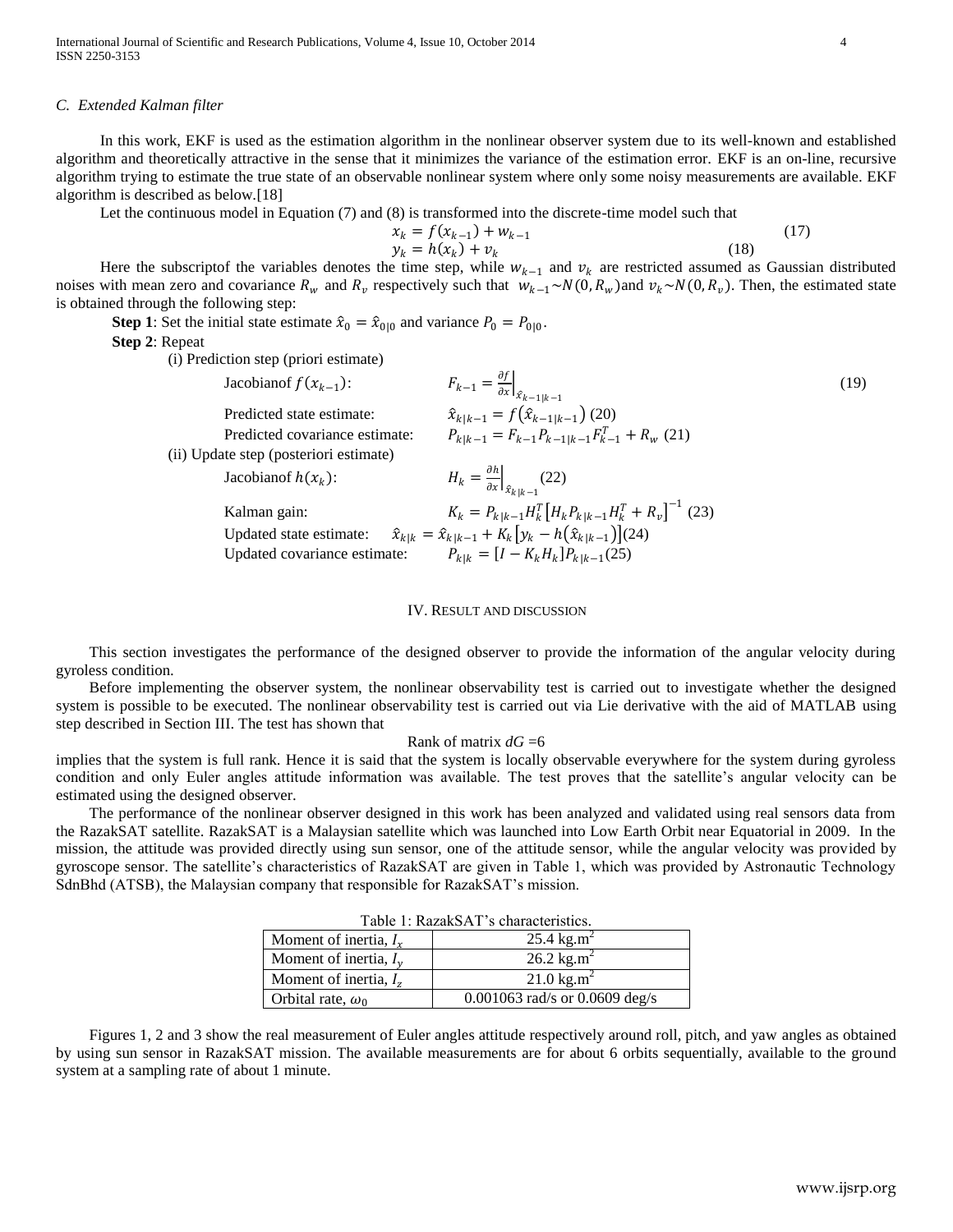### C. Extended Kalman filter

In this work, EKF is used as the estimation algorithm in the nonlinear observer system due to its well-known and established algorithm and theoretically attractive in the sense that it minimizes the variance of the estimation error. EKF is an on-line, recursive algorithm trying to estimate the true state of an observable nonlinear system where only some noisy measurements are available. EKF algorithm is described as below.[18]

Let the continuous model in Equation (7) and (8) is transformed into the discrete-time model such that

$$x_k = f(x_{k-1}) + w_{k-1} \quad (17)$$

$$y_k = h(x_k) + v_k \quad (18)$$

Here the subscriptof the variables denotes the time step, while $w_{k-1}$ and $v_k$ are restricted assumed as Gaussian distributed noises with mean zero and covariance $R_w$ and $R_v$ respectively such that $w_{k-1} \sim N(0, R_w)$and $v_k \sim N(0, R_v)$. Then, the estimated state is obtained through the following step:

**Step 1**: Set the initial state estimate $\hat{x}_0 = \hat{x}_{0|0}$ and variance $P_0 = P_{0|0}$.

**Step 2**: Repeat

(i) Prediction step (priori estimate)

Jacobianof $f(x_{k-1})$: $\quad F_{k-1} = \frac{\partial f}{\partial x}\Big|_{\hat{x}_{k-1|k-1}} \quad (19)$

Predicted state estimate: $\quad \hat{x}_{k|k-1} = f(\hat{x}_{k-1|k-1}) \quad (20)$

Predicted covariance estimate: $\quad P_{k|k-1} = F_{k-1} P_{k-1|k-1} F_{k-1}^T + R_w \quad (21)$

(ii) Update step (posteriori estimate)

Jacobianof $h(x_k)$: $\quad H_k = \frac{\partial h}{\partial x}\Big|_{\hat{x}_{k|k-1}} \quad (22)$

Kalman gain: $\quad K_k = P_{k|k-1} H_k^T \left[H_k P_{k|k-1} H_k^T + R_v\right]^{-1} \quad (23)$

Updated state estimate: $\quad \hat{x}_{k|k} = \hat{x}_{k|k-1} + K_k\left[y_k - h(\hat{x}_{k|k-1})\right] \quad (24)$

Updated covariance estimate: $\quad P_{k|k} = [I - K_k H_k] P_{k|k-1} \quad (25)$

## IV. Result and discussion

This section investigates the performance of the designed observer to provide the information of the angular velocity during gyroless condition.

Before implementing the observer system, the nonlinear observability test is carried out to investigate whether the designed system is possible to be executed. The nonlinear observability test is carried out via Lie derivative with the aid of MATLAB using step described in Section III. The test has shown that

Rank of matrix *dG* =6

implies that the system is full rank. Hence it is said that the system is locally observable everywhere for the system during gyroless condition and only Euler angles attitude information was available. The test proves that the satellite's angular velocity can be estimated using the designed observer.

The performance of the nonlinear observer designed in this work has been analyzed and validated using real sensors data from the RazakSAT satellite. RazakSAT is a Malaysian satellite which was launched into Low Earth Orbit near Equatorial in 2009. In the mission, the attitude was provided directly using sun sensor, one of the attitude sensor, while the angular velocity was provided by gyroscope sensor. The satellite's characteristics of RazakSAT are given in Table 1, which was provided by Astronautic Technology SdnBhd (ATSB), the Malaysian company that responsible for RazakSAT's mission.

Table 1: RazakSAT's characteristics.

| | |
|---|---|
| Moment of inertia, $I_x$ | 25.4 kg.m$^2$ |
| Moment of inertia, $I_y$ | 26.2 kg.m$^2$ |
| Moment of inertia, $I_z$ | 21.0 kg.m$^2$ |
| Orbital rate, $\omega_0$ | 0.001063 rad/s or 0.0609 deg/s |

Figures 1, 2 and 3 show the real measurement of Euler angles attitude respectively around roll, pitch, and yaw angles as obtained by using sun sensor in RazakSAT mission. The available measurements are for about 6 orbits sequentially, available to the ground system at a sampling rate of about 1 minute.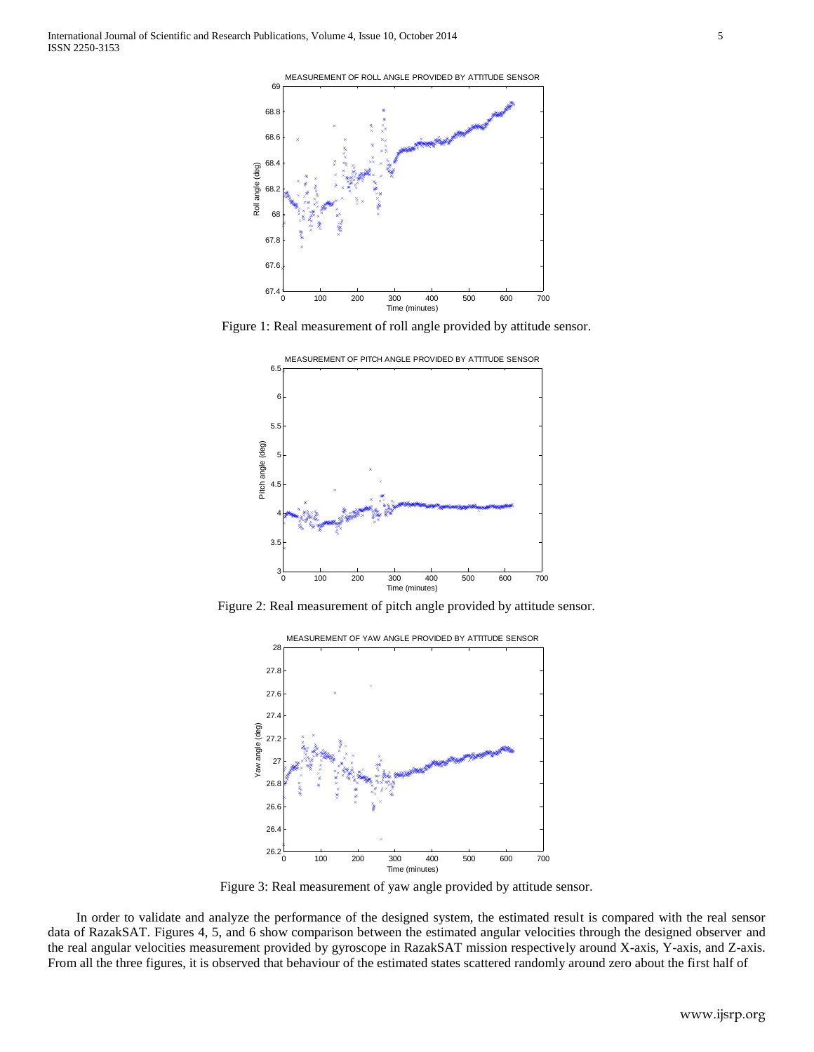Figure 1: Real measurement of roll angle provided by attitude sensor.

Figure 2: Real measurement of pitch angle provided by attitude sensor.

Figure 3: Real measurement of yaw angle provided by attitude sensor.

In order to validate and analyze the performance of the designed system, the estimated result is compared with the real sensor data of RazakSAT. Figures 4, 5, and 6 show comparison between the estimated angular velocities through the designed observer and the real angular velocities measurement provided by gyroscope in RazakSAT mission respectively around X-axis, Y-axis, and Z-axis. From all the three figures, it is observed that behaviour of the estimated states scattered randomly around zero about the first half of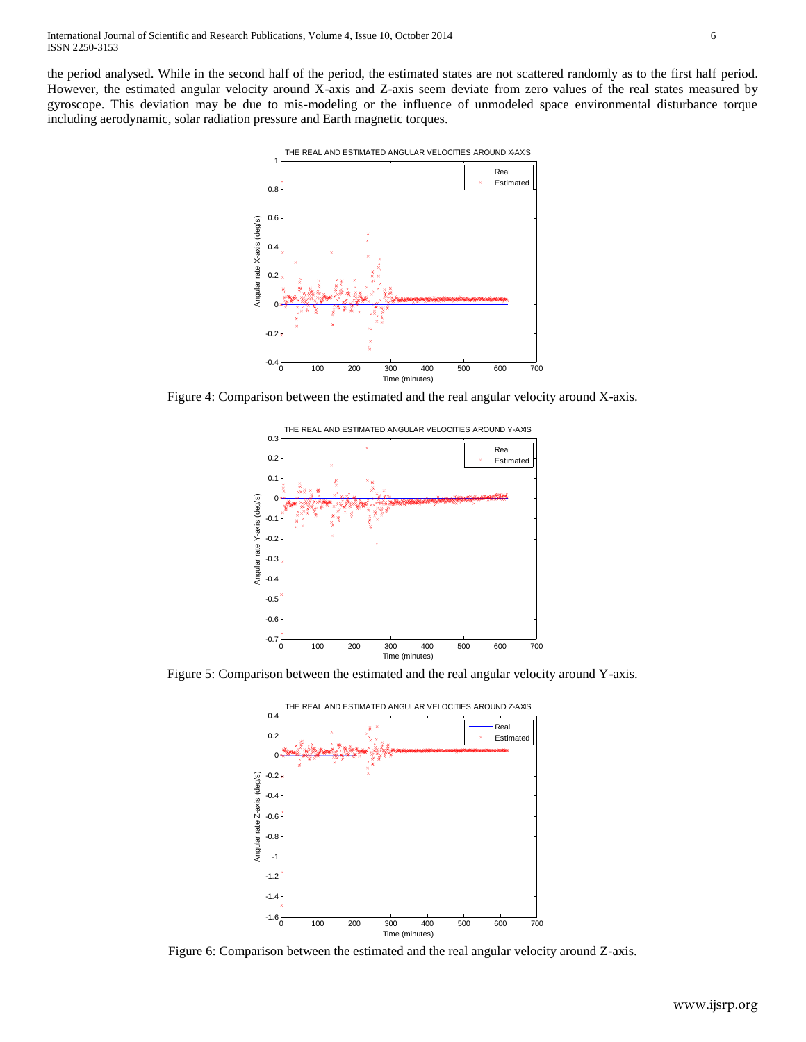the period analysed. While in the second half of the period, the estimated states are not scattered randomly as to the first half period. However, the estimated angular velocity around X-axis and Z-axis seem deviate from zero values of the real states measured by gyroscope. This deviation may be due to mis-modeling or the influence of unmodeled space environmental disturbance torque including aerodynamic, solar radiation pressure and Earth magnetic torques.

Figure 4: Comparison between the estimated and the real angular velocity around X-axis.

Figure 5: Comparison between the estimated and the real angular velocity around Y-axis.

Figure 6: Comparison between the estimated and the real angular velocity around Z-axis.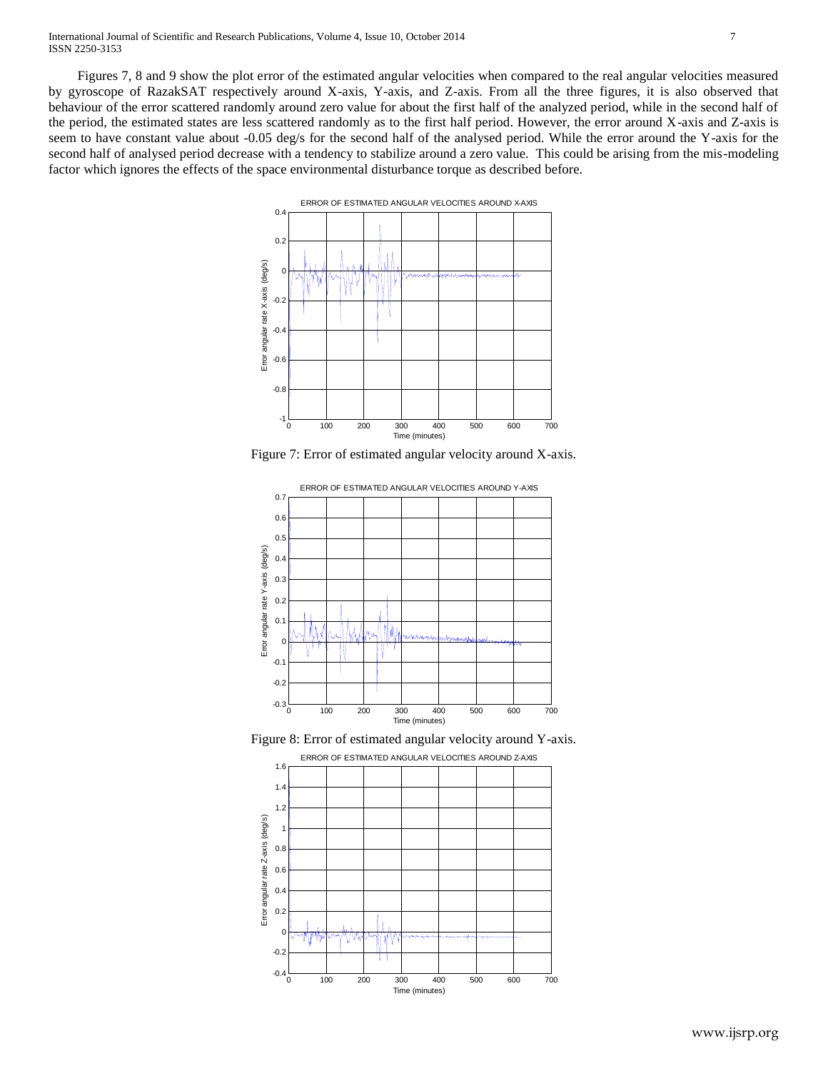Figures 7, 8 and 9 show the plot error of the estimated angular velocities when compared to the real angular velocities measured by gyroscope of RazakSAT respectively around X-axis, Y-axis, and Z-axis. From all the three figures, it is also observed that behaviour of the error scattered randomly around zero value for about the first half of the analyzed period, while in the second half of the period, the estimated states are less scattered randomly as to the first half period. However, the error around X-axis and Z-axis is seem to have constant value about -0.05 deg/s for the second half of the analysed period. While the error around the Y-axis for the second half of analysed period decrease with a tendency to stabilize around a zero value. This could be arising from the mis-modeling factor which ignores the effects of the space environmental disturbance torque as described before.

Figure 7: Error of estimated angular velocity around X-axis.

Figure 8: Error of estimated angular velocity around Y-axis.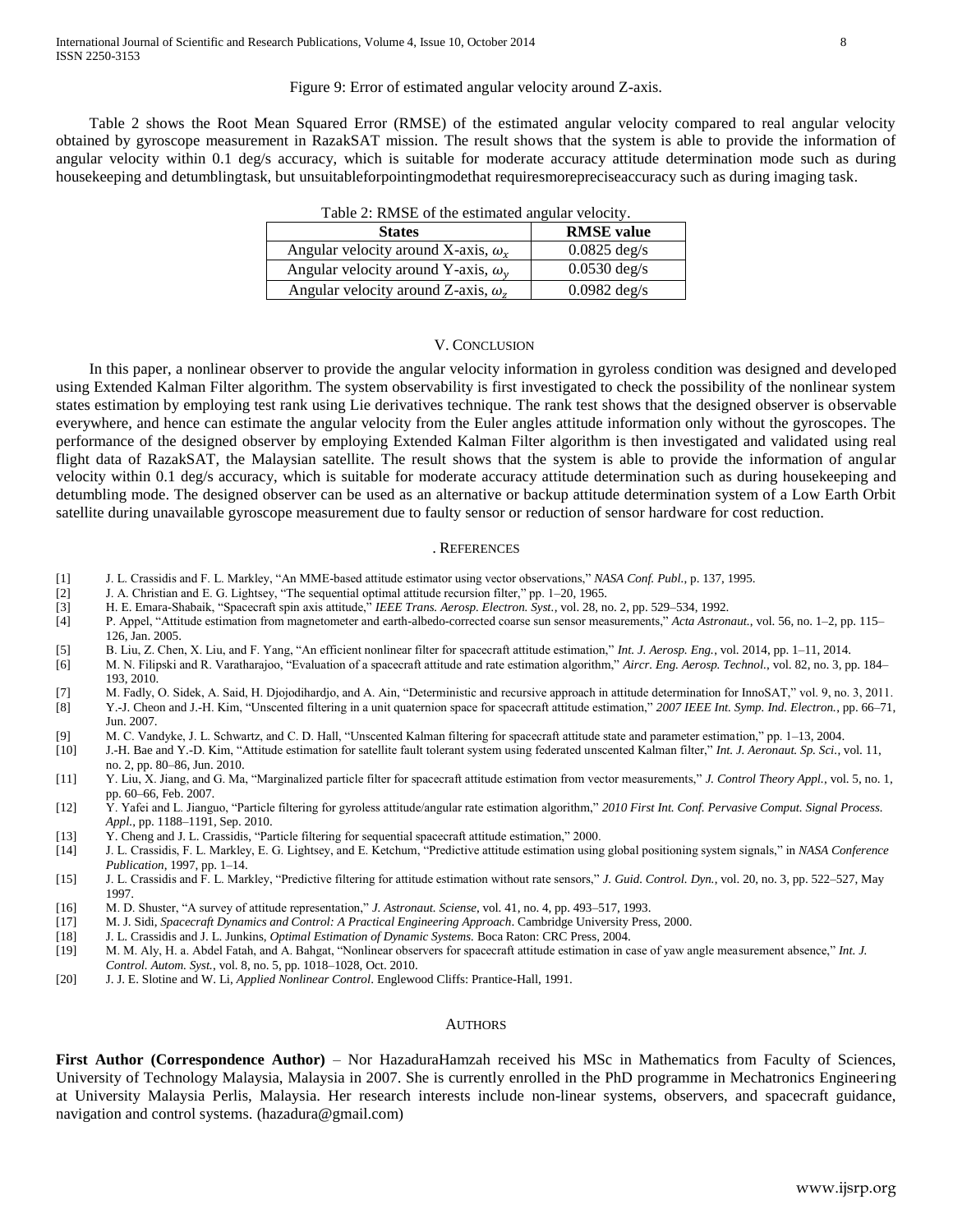Figure 9: Error of estimated angular velocity around Z-axis.

Table 2 shows the Root Mean Squared Error (RMSE) of the estimated angular velocity compared to real angular velocity obtained by gyroscope measurement in RazakSAT mission. The result shows that the system is able to provide the information of angular velocity within 0.1 deg/s accuracy, which is suitable for moderate accuracy attitude determination mode such as during housekeeping and detumblingtask, but unsuitableforpointingmodethat requiresmorepreciseaccuracy such as during imaging task.

Table 2: RMSE of the estimated angular velocity.

| States | RMSE value |
|---|---|
| Angular velocity around X-axis, $\omega_x$ | 0.0825 deg/s |
| Angular velocity around Y-axis, $\omega_y$ | 0.0530 deg/s |
| Angular velocity around Z-axis, $\omega_z$ | 0.0982 deg/s |

## V. Conclusion

In this paper, a nonlinear observer to provide the angular velocity information in gyroless condition was designed and developed using Extended Kalman Filter algorithm. The system observability is first investigated to check the possibility of the nonlinear system states estimation by employing test rank using Lie derivatives technique. The rank test shows that the designed observer is observable everywhere, and hence can estimate the angular velocity from the Euler angles attitude information only without the gyroscopes. The performance of the designed observer by employing Extended Kalman Filter algorithm is then investigated and validated using real flight data of RazakSAT, the Malaysian satellite. The result shows that the system is able to provide the information of angular velocity within 0.1 deg/s accuracy, which is suitable for moderate accuracy attitude determination such as during housekeeping and detumbling mode. The designed observer can be used as an alternative or backup attitude determination system of a Low Earth Orbit satellite during unavailable gyroscope measurement due to faulty sensor or reduction of sensor hardware for cost reduction.

## . References

[1] J. L. Crassidis and F. L. Markley, "An MME-based attitude estimator using vector observations," *NASA Conf. Publ.*, p. 137, 1995.

[2] J. A. Christian and E. G. Lightsey, "The sequential optimal attitude recursion filter," pp. 1–20, 1965.

[3] H. E. Emara-Shabaik, "Spacecraft spin axis attitude," *IEEE Trans. Aerosp. Electron. Syst.*, vol. 28, no. 2, pp. 529–534, 1992.

[4] P. Appel, "Attitude estimation from magnetometer and earth-albedo-corrected coarse sun sensor measurements," *Acta Astronaut.*, vol. 56, no. 1–2, pp. 115–126, Jan. 2005.

[5] B. Liu, Z. Chen, X. Liu, and F. Yang, "An efficient nonlinear filter for spacecraft attitude estimation," *Int. J. Aerosp. Eng.*, vol. 2014, pp. 1–11, 2014.

[6] M. N. Filipski and R. Varatharajoo, "Evaluation of a spacecraft attitude and rate estimation algorithm," *Aircr. Eng. Aerosp. Technol.*, vol. 82, no. 3, pp. 184–193, 2010.

[7] M. Fadly, O. Sidek, A. Said, H. Djojodihardjo, and A. Ain, "Deterministic and recursive approach in attitude determination for InnoSAT," vol. 9, no. 3, 2011.

[8] Y.-J. Cheon and J.-H. Kim, "Unscented filtering in a unit quaternion space for spacecraft attitude estimation," *2007 IEEE Int. Symp. Ind. Electron.*, pp. 66–71, Jun. 2007.

[9] M. C. Vandyke, J. L. Schwartz, and C. D. Hall, "Unscented Kalman filtering for spacecraft attitude state and parameter estimation," pp. 1–13, 2004.

[10] J.-H. Bae and Y.-D. Kim, "Attitude estimation for satellite fault tolerant system using federated unscented Kalman filter," *Int. J. Aeronaut. Sp. Sci.*, vol. 11, no. 2, pp. 80–86, Jun. 2010.

[11] Y. Liu, X. Jiang, and G. Ma, "Marginalized particle filter for spacecraft attitude estimation from vector measurements," *J. Control Theory Appl.*, vol. 5, no. 1, pp. 60–66, Feb. 2007.

[12] Y. Yafei and L. Jianguo, "Particle filtering for gyroless attitude/angular rate estimation algorithm," *2010 First Int. Conf. Pervasive Comput. Signal Process. Appl.*, pp. 1188–1191, Sep. 2010.

[13] Y. Cheng and J. L. Crassidis, "Particle filtering for sequential spacecraft attitude estimation," 2000.

[14] J. L. Crassidis, F. L. Markley, E. G. Lightsey, and E. Ketchum, "Predictive attitude estimation using global positioning system signals," in *NASA Conference Publication*, 1997, pp. 1–14.

[15] J. L. Crassidis and F. L. Markley, "Predictive filtering for attitude estimation without rate sensors," *J. Guid. Control. Dyn.*, vol. 20, no. 3, pp. 522–527, May 1997.

[16] M. D. Shuster, "A survey of attitude representation," *J. Astronaut. Sciense*, vol. 41, no. 4, pp. 493–517, 1993.

[17] M. J. Sidi, *Spacecraft Dynamics and Control: A Practical Engineering Approach*. Cambridge University Press, 2000.

[18] J. L. Crassidis and J. L. Junkins, *Optimal Estimation of Dynamic Systems.* Boca Raton: CRC Press, 2004.

[19] M. M. Aly, H. a. Abdel Fatah, and A. Bahgat, "Nonlinear observers for spacecraft attitude estimation in case of yaw angle measurement absence," *Int. J. Control. Autom. Syst.*, vol. 8, no. 5, pp. 1018–1028, Oct. 2010.

[20] J. J. E. Slotine and W. Li, *Applied Nonlinear Control*. Englewood Cliffs: Prantice-Hall, 1991.

## Authors

**First Author (Correspondence Author)** – Nor HazaduraHamzah received his MSc in Mathematics from Faculty of Sciences, University of Technology Malaysia, Malaysia in 2007. She is currently enrolled in the PhD programme in Mechatronics Engineering at University Malaysia Perlis, Malaysia. Her research interests include non-linear systems, observers, and spacecraft guidance, navigation and control systems. (hazadura@gmail.com)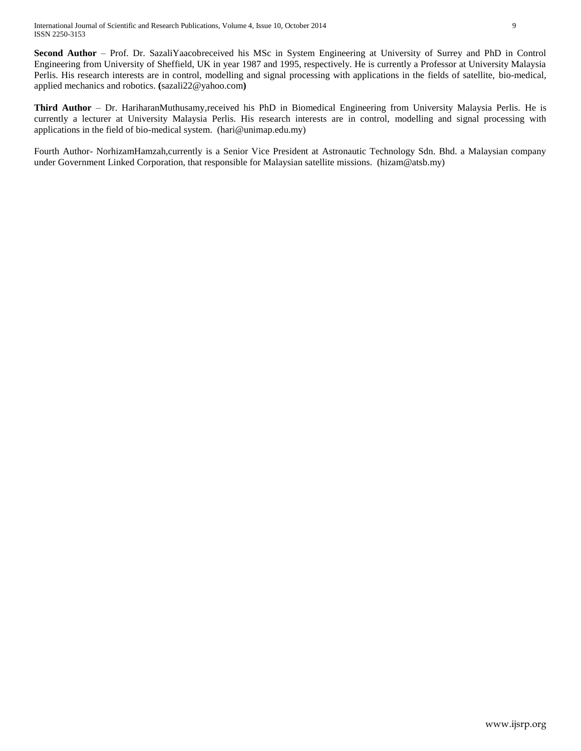**Second Author** – Prof. Dr. SazaliYaacobreceived his MSc in System Engineering at University of Surrey and PhD in Control Engineering from University of Sheffield, UK in year 1987 and 1995, respectively. He is currently a Professor at University Malaysia Perlis. His research interests are in control, modelling and signal processing with applications in the fields of satellite, bio-medical, applied mechanics and robotics. **(**sazali22@yahoo.com**)**

**Third Author** – Dr. HariharanMuthusamy,received his PhD in Biomedical Engineering from University Malaysia Perlis. He is currently a lecturer at University Malaysia Perlis. His research interests are in control, modelling and signal processing with applications in the field of bio-medical system. (hari@unimap.edu.my)

Fourth Author- NorhizamHamzah,currently is a Senior Vice President at Astronautic Technology Sdn. Bhd. a Malaysian company under Government Linked Corporation, that responsible for Malaysian satellite missions. (hizam@atsb.my)